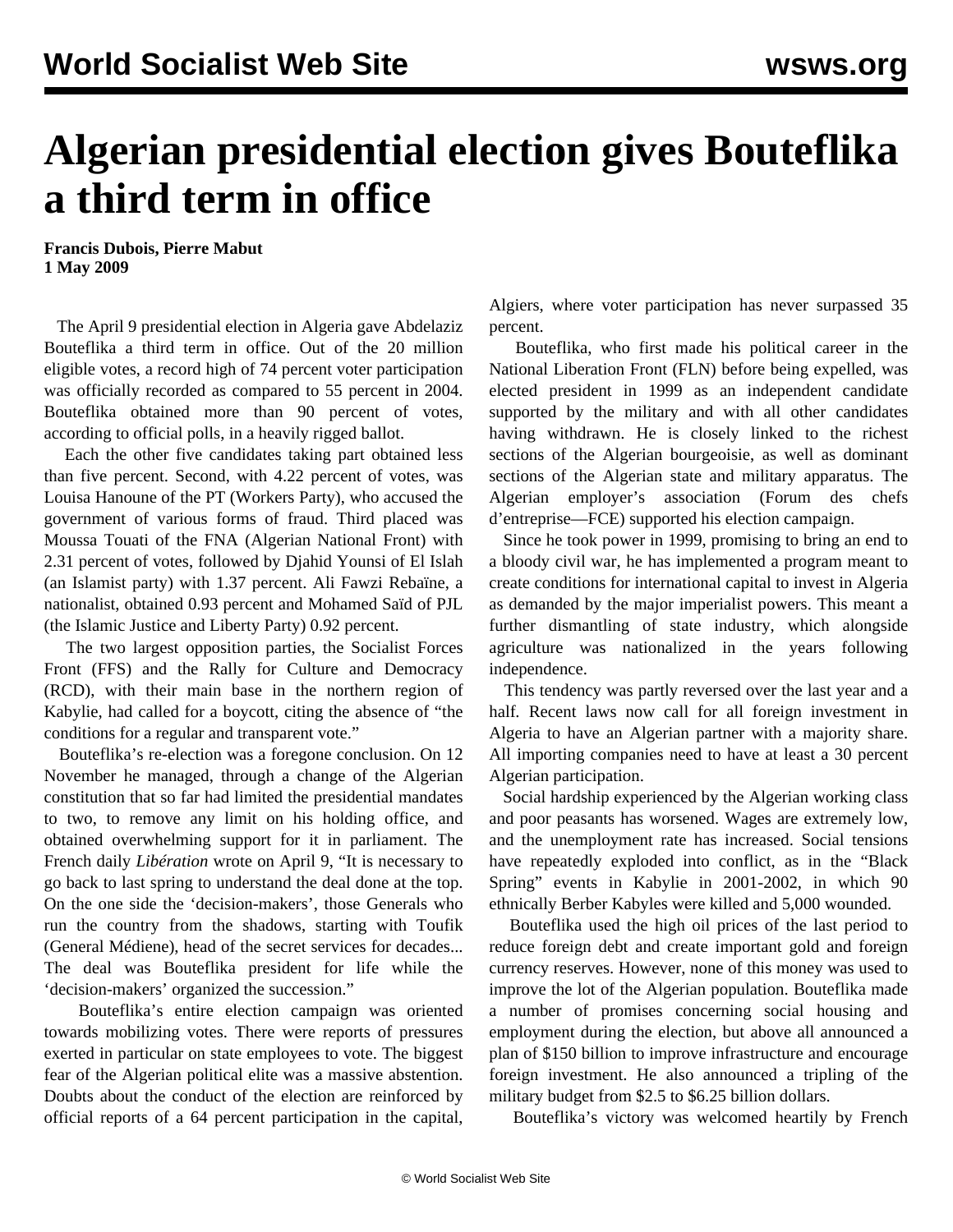# Algerian presidential election gives Bouteflika a third term in office

**Francis Dubois, Pierre Mabut**
**1 May 2009**

The April 9 presidential election in Algeria gave Abdelaziz Bouteflika a third term in office. Out of the 20 million eligible votes, a record high of 74 percent voter participation was officially recorded as compared to 55 percent in 2004. Bouteflika obtained more than 90 percent of votes, according to official polls, in a heavily rigged ballot.

Each the other five candidates taking part obtained less than five percent. Second, with 4.22 percent of votes, was Louisa Hanoune of the PT (Workers Party), who accused the government of various forms of fraud. Third placed was Moussa Touati of the FNA (Algerian National Front) with 2.31 percent of votes, followed by Djahid Younsi of El Islah (an Islamist party) with 1.37 percent. Ali Fawzi Rebaïne, a nationalist, obtained 0.93 percent and Mohamed Saïd of PJL (the Islamic Justice and Liberty Party) 0.92 percent.

The two largest opposition parties, the Socialist Forces Front (FFS) and the Rally for Culture and Democracy (RCD), with their main base in the northern region of Kabylie, had called for a boycott, citing the absence of "the conditions for a regular and transparent vote."

Bouteflika's re-election was a foregone conclusion. On 12 November he managed, through a change of the Algerian constitution that so far had limited the presidential mandates to two, to remove any limit on his holding office, and obtained overwhelming support for it in parliament. The French daily *Libération* wrote on April 9, "It is necessary to go back to last spring to understand the deal done at the top. On the one side the 'decision-makers', those Generals who run the country from the shadows, starting with Toufik (General Médiene), head of the secret services for decades... The deal was Bouteflika president for life while the 'decision-makers' organized the succession."

Bouteflika's entire election campaign was oriented towards mobilizing votes. There were reports of pressures exerted in particular on state employees to vote. The biggest fear of the Algerian political elite was a massive abstention. Doubts about the conduct of the election are reinforced by official reports of a 64 percent participation in the capital, Algiers, where voter participation has never surpassed 35 percent.

Bouteflika, who first made his political career in the National Liberation Front (FLN) before being expelled, was elected president in 1999 as an independent candidate supported by the military and with all other candidates having withdrawn. He is closely linked to the richest sections of the Algerian bourgeoisie, as well as dominant sections of the Algerian state and military apparatus. The Algerian employer's association (Forum des chefs d'entreprise—FCE) supported his election campaign.

Since he took power in 1999, promising to bring an end to a bloody civil war, he has implemented a program meant to create conditions for international capital to invest in Algeria as demanded by the major imperialist powers. This meant a further dismantling of state industry, which alongside agriculture was nationalized in the years following independence.

This tendency was partly reversed over the last year and a half. Recent laws now call for all foreign investment in Algeria to have an Algerian partner with a majority share. All importing companies need to have at least a 30 percent Algerian participation.

Social hardship experienced by the Algerian working class and poor peasants has worsened. Wages are extremely low, and the unemployment rate has increased. Social tensions have repeatedly exploded into conflict, as in the "Black Spring" events in Kabylie in 2001-2002, in which 90 ethnically Berber Kabyles were killed and 5,000 wounded.

Bouteflika used the high oil prices of the last period to reduce foreign debt and create important gold and foreign currency reserves. However, none of this money was used to improve the lot of the Algerian population. Bouteflika made a number of promises concerning social housing and employment during the election, but above all announced a plan of $150 billion to improve infrastructure and encourage foreign investment. He also announced a tripling of the military budget from $2.5 to $6.25 billion dollars.

Bouteflika's victory was welcomed heartily by French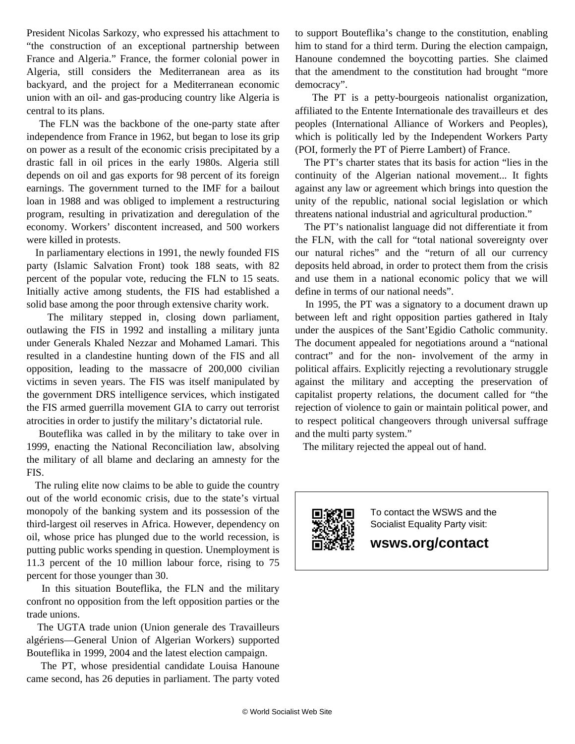President Nicolas Sarkozy, who expressed his attachment to "the construction of an exceptional partnership between France and Algeria." France, the former colonial power in Algeria, still considers the Mediterranean area as its backyard, and the project for a Mediterranean economic union with an oil- and gas-producing country like Algeria is central to its plans.

The FLN was the backbone of the one-party state after independence from France in 1962, but began to lose its grip on power as a result of the economic crisis precipitated by a drastic fall in oil prices in the early 1980s. Algeria still depends on oil and gas exports for 98 percent of its foreign earnings. The government turned to the IMF for a bailout loan in 1988 and was obliged to implement a restructuring program, resulting in privatization and deregulation of the economy. Workers' discontent increased, and 500 workers were killed in protests.

In parliamentary elections in 1991, the newly founded FIS party (Islamic Salvation Front) took 188 seats, with 82 percent of the popular vote, reducing the FLN to 15 seats. Initially active among students, the FIS had established a solid base among the poor through extensive charity work.

The military stepped in, closing down parliament, outlawing the FIS in 1992 and installing a military junta under Generals Khaled Nezzar and Mohamed Lamari. This resulted in a clandestine hunting down of the FIS and all opposition, leading to the massacre of 200,000 civilian victims in seven years. The FIS was itself manipulated by the government DRS intelligence services, which instigated the FIS armed guerrilla movement GIA to carry out terrorist atrocities in order to justify the military's dictatorial rule.

Bouteflika was called in by the military to take over in 1999, enacting the National Reconciliation law, absolving the military of all blame and declaring an amnesty for the FIS.

The ruling elite now claims to be able to guide the country out of the world economic crisis, due to the state's virtual monopoly of the banking system and its possession of the third-largest oil reserves in Africa. However, dependency on oil, whose price has plunged due to the world recession, is putting public works spending in question. Unemployment is 11.3 percent of the 10 million labour force, rising to 75 percent for those younger than 30.

In this situation Bouteflika, the FLN and the military confront no opposition from the left opposition parties or the trade unions.

The UGTA trade union (Union generale des Travailleurs algériens—General Union of Algerian Workers) supported Bouteflika in 1999, 2004 and the latest election campaign.

The PT, whose presidential candidate Louisa Hanoune came second, has 26 deputies in parliament. The party voted to support Bouteflika's change to the constitution, enabling him to stand for a third term. During the election campaign, Hanoune condemned the boycotting parties. She claimed that the amendment to the constitution had brought "more democracy".

The PT is a petty-bourgeois nationalist organization, affiliated to the Entente Internationale des travailleurs et des peoples (International Alliance of Workers and Peoples), which is politically led by the Independent Workers Party (POI, formerly the PT of Pierre Lambert) of France.

The PT's charter states that its basis for action "lies in the continuity of the Algerian national movement... It fights against any law or agreement which brings into question the unity of the republic, national social legislation or which threatens national industrial and agricultural production."

The PT's nationalist language did not differentiate it from the FLN, with the call for "total national sovereignty over our natural riches" and the "return of all our currency deposits held abroad, in order to protect them from the crisis and use them in a national economic policy that we will define in terms of our national needs".

In 1995, the PT was a signatory to a document drawn up between left and right opposition parties gathered in Italy under the auspices of the Sant'Egidio Catholic community. The document appealed for negotiations around a "national contract" and for the non- involvement of the army in political affairs. Explicitly rejecting a revolutionary struggle against the military and accepting the preservation of capitalist property relations, the document called for "the rejection of violence to gain or maintain political power, and to respect political changeovers through universal suffrage and the multi party system."

The military rejected the appeal out of hand.

To contact the WSWS and the Socialist Equality Party visit:

**wsws.org/contact**